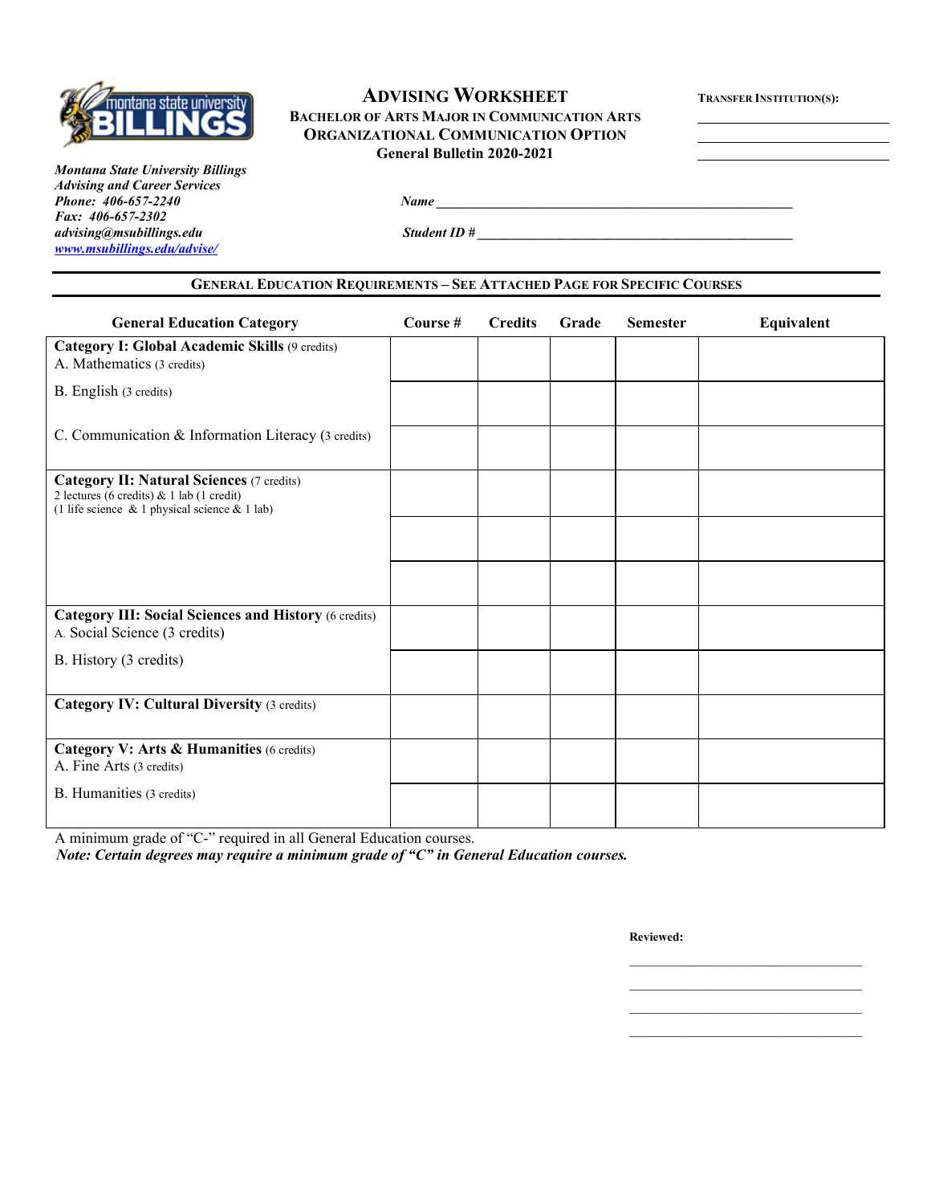# Advising Worksheet

## Bachelor of Arts Major in Communication Arts
## Organizational Communication Option
## General Bulletin 2020-2021

**Transfer Institution(s):**

\_\_\_\_\_\_\_\_\_\_\_\_\_\_\_\_\_\_\_\_\_\_\_\_

\_\_\_\_\_\_\_\_\_\_\_\_\_\_\_\_\_\_\_\_\_\_\_\_

\_\_\_\_\_\_\_\_\_\_\_\_\_\_\_\_\_\_\_\_\_\_\_\_

***Montana State University Billings***
***Advising and Career Services***
***Phone: 406-657-2240***
***Fax: 406-657-2302***
***advising@msubillings.edu***
***www.msubillings.edu/advise/***

***Name*** \_\_\_\_\_\_\_\_\_\_\_\_\_\_\_\_\_\_\_\_\_\_\_\_\_\_\_\_\_\_\_\_\_\_\_\_\_\_\_\_\_\_\_\_

***Student ID #*** \_\_\_\_\_\_\_\_\_\_\_\_\_\_\_\_\_\_\_\_\_\_\_\_\_\_\_\_\_\_\_\_\_\_\_\_\_\_\_\_

### General Education Requirements – See Attached Page for Specific Courses

| General Education Category | Course # | Credits | Grade | Semester | Equivalent |
|---|---|---|---|---|---|
| **Category I: Global Academic Skills** (9 credits)<br>A. Mathematics (3 credits) | | | | | |
| B. English (3 credits) | | | | | |
| C. Communication & Information Literacy (3 credits) | | | | | |
| **Category II: Natural Sciences** (7 credits)<br>2 lectures (6 credits) & 1 lab (1 credit)<br>(1 life science & 1 physical science & 1 lab) | | | | | |
| | | | | | |
| | | | | | |
| **Category III: Social Sciences and History** (6 credits)<br>A. Social Science (3 credits) | | | | | |
| B. History (3 credits) | | | | | |
| **Category IV: Cultural Diversity** (3 credits) | | | | | |
| **Category V: Arts & Humanities** (6 credits)<br>A. Fine Arts (3 credits) | | | | | |
| B. Humanities (3 credits) | | | | | |

A minimum grade of "C-" required in all General Education courses.

***Note: Certain degrees may require a minimum grade of "C" in General Education courses.***

**Reviewed:**

\_\_\_\_\_\_\_\_\_\_\_\_\_\_\_\_\_\_\_\_\_\_\_\_\_\_\_\_\_\_

\_\_\_\_\_\_\_\_\_\_\_\_\_\_\_\_\_\_\_\_\_\_\_\_\_\_\_\_\_\_

\_\_\_\_\_\_\_\_\_\_\_\_\_\_\_\_\_\_\_\_\_\_\_\_\_\_\_\_\_\_

\_\_\_\_\_\_\_\_\_\_\_\_\_\_\_\_\_\_\_\_\_\_\_\_\_\_\_\_\_\_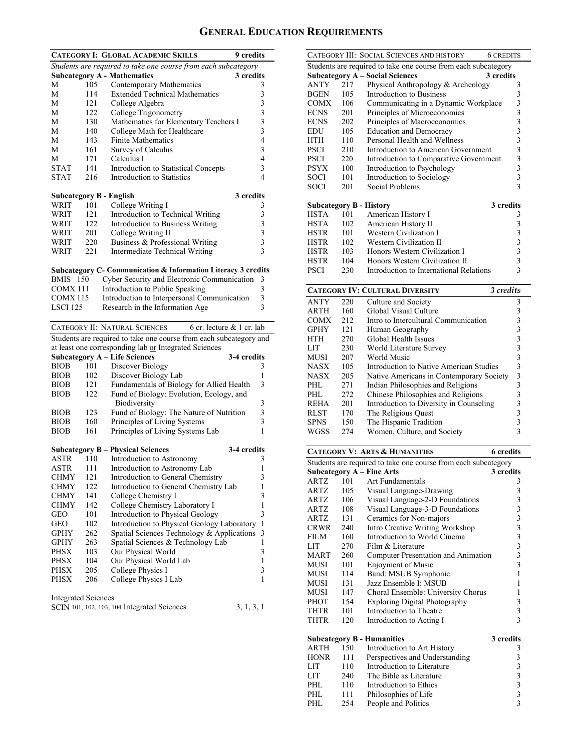# General Education Requirements

## Category I: Global Academic Skills — 9 credits

*Students are required to take one course from each subcategory*

### Subcategory A - Mathematics — 3 credits

| Prefix | Number | Course | Credits |
|---|---|---|---|
| M | 105 | Contemporary Mathematics | 3 |
| M | 114 | Extended Technical Mathematics | 3 |
| M | 121 | College Algebra | 3 |
| M | 122 | College Trigonometry | 3 |
| M | 130 | Mathematics for Elementary Teachers I | 3 |
| M | 140 | College Math for Healthcare | 3 |
| M | 143 | Finite Mathematics | 4 |
| M | 161 | Survey of Calculus | 3 |
| M | 171 | Calculus I | 4 |
| STAT | 141 | Introduction to Statistical Concepts | 3 |
| STAT | 216 | Introduction to Statistics | 4 |

### Subcategory B - English — 3 credits

| Prefix | Number | Course | Credits |
|---|---|---|---|
| WRIT | 101 | College Writing I | 3 |
| WRIT | 121 | Introduction to Technical Writing | 3 |
| WRIT | 122 | Introduction to Business Writing | 3 |
| WRIT | 201 | College Writing II | 3 |
| WRIT | 220 | Business & Professional Writing | 3 |
| WRIT | 221 | Intermediate Technical Writing | 3 |

### Subcategory C- Communication & Information Literacy — 3 credits

| Prefix | Number | Course | Credits |
|---|---|---|---|
| BMIS | 150 | Cyber Security and Electronic Communication | 3 |
| COMX | 111 | Introduction to Public Speaking | 3 |
| COMX | 115 | Introduction to Interpersonal Communication | 3 |
| LSCI | 125 | Research in the Information Age | 3 |

## Category II: Natural Sciences — 6 cr. lecture & 1 cr. lab

Students are required to take one course from each subcategory and at least one corresponding lab or Integrated Sciences

### Subcategory A – Life Sciences — 3-4 credits

| Prefix | Number | Course | Credits |
|---|---|---|---|
| BIOB | 101 | Discover Biology | 3 |
| BIOB | 102 | Discover Biology Lab | 1 |
| BIOB | 121 | Fundamentals of Biology for Allied Health | 3 |
| BIOB | 122 | Fund of Biology: Evolution, Ecology, and Biodiversity | 3 |
| BIOB | 123 | Fund of Biology: The Nature of Nutrition | 3 |
| BIOB | 160 | Principles of Living Systems | 3 |
| BIOB | 161 | Principles of Living Systems Lab | 1 |

### Subcategory B – Physical Sciences — 3-4 credits

| Prefix | Number | Course | Credits |
|---|---|---|---|
| ASTR | 110 | Introduction to Astronomy | 3 |
| ASTR | 111 | Introduction to Astronomy Lab | 1 |
| CHMY | 121 | Introduction to General Chemistry | 3 |
| CHMY | 122 | Introduction to General Chemistry Lab | 1 |
| CHMY | 141 | College Chemistry I | 3 |
| CHMY | 142 | College Chemistry Laboratory I | 1 |
| GEO | 101 | Introduction to Physical Geology | 3 |
| GEO | 102 | Introduction to Physical Geology Laboratory | 1 |
| GPHY | 262 | Spatial Sciences Technology & Applications | 3 |
| GPHY | 263 | Spatial Sciences & Technology Lab | 1 |
| PHSX | 103 | Our Physical World | 3 |
| PHSX | 104 | Our Physical World Lab | 1 |
| PHSX | 205 | College Physics I | 3 |
| PHSX | 206 | College Physics I Lab | 1 |

### Integrated Sciences

| Prefix | Number | Course | Credits |
|---|---|---|---|
| SCIN | 101, 102, 103, 104 | Integrated Sciences | 3, 1, 3, 1 |

## Category III: Social Sciences and History — 6 credits

Students are required to take one course from each subcategory

### Subcategory A – Social Sciences — 3 credits

| Prefix | Number | Course | Credits |
|---|---|---|---|
| ANTY | 217 | Physical Anthropology & Archeology | 3 |
| BGEN | 105 | Introduction to Business | 3 |
| COMX | 106 | Communicating in a Dynamic Workplace | 3 |
| ECNS | 201 | Principles of Microeconomics | 3 |
| ECNS | 202 | Principles of Macroeconomics | 3 |
| EDU | 105 | Education and Democracy | 3 |
| HTH | 110 | Personal Health and Wellness | 3 |
| PSCI | 210 | Introduction to American Government | 3 |
| PSCI | 220 | Introduction to Comparative Government | 3 |
| PSYX | 100 | Introduction to Psychology | 3 |
| SOCI | 101 | Introduction to Sociology | 3 |
| SOCI | 201 | Social Problems | 3 |

### Subcategory B - History — 3 credits

| Prefix | Number | Course | Credits |
|---|---|---|---|
| HSTA | 101 | American History I | 3 |
| HSTA | 102 | American History II | 3 |
| HSTR | 101 | Western Civilization I | 3 |
| HSTR | 102 | Western Civilization II | 3 |
| HSTR | 103 | Honors Western Civilization I | 3 |
| HSTR | 104 | Honors Western Civilization II | 3 |
| PSCI | 230 | Introduction to International Relations | 3 |

## Category IV: Cultural Diversity — *3 credits*

| Prefix | Number | Course | Credits |
|---|---|---|---|
| ANTY | 220 | Culture and Society | 3 |
| ARTH | 160 | Global Visual Culture | 3 |
| COMX | 212 | Intro to Intercultural Communication | 3 |
| GPHY | 121 | Human Geography | 3 |
| HTH | 270 | Global Health Issues | 3 |
| LIT | 230 | World Literature Survey | 3 |
| MUSI | 207 | World Music | 3 |
| NASX | 105 | Introduction to Native American Studies | 3 |
| NASX | 205 | Native Americans in Contemporary Society | 3 |
| PHL | 271 | Indian Philosophies and Religions | 3 |
| PHL | 272 | Chinese Philosophies and Religions | 3 |
| REHA | 201 | Introduction to Diversity in Counseling | 3 |
| RLST | 170 | The Religious Quest | 3 |
| SPNS | 150 | The Hispanic Tradition | 3 |
| WGSS | 274 | Women, Culture, and Society | 3 |

## Category V: Arts & Humanities — 6 credits

Students are required to take one course from each subcategory

### Subcategory A – Fine Arts — 3 credits

| Prefix | Number | Course | Credits |
|---|---|---|---|
| ARTZ | 101 | Art Fundamentals | 3 |
| ARTZ | 105 | Visual Language-Drawing | 3 |
| ARTZ | 106 | Visual Language-2-D Foundations | 3 |
| ARTZ | 108 | Visual Language-3-D Foundations | 3 |
| ARTZ | 131 | Ceramics for Non-majors | 3 |
| CRWR | 240 | Intro Creative Writing Workshop | 3 |
| FILM | 160 | Introduction to World Cinema | 3 |
| LIT | 270 | Film & Literature | 3 |
| MART | 260 | Computer Presentation and Animation | 3 |
| MUSI | 101 | Enjoyment of Music | 3 |
| MUSI | 114 | Band: MSUB Symphonic | 1 |
| MUSI | 131 | Jazz Ensemble I: MSUB | 1 |
| MUSI | 147 | Choral Ensemble: University Chorus | 1 |
| PHOT | 154 | Exploring Digital Photography | 3 |
| THTR | 101 | Introduction to Theatre | 3 |
| THTR | 120 | Introduction to Acting I | 3 |

### Subcategory B - Humanities — 3 credits

| Prefix | Number | Course | Credits |
|---|---|---|---|
| ARTH | 150 | Introduction to Art History | 3 |
| HONR | 111 | Perspectives and Understanding | 3 |
| LIT | 110 | Introduction to Literature | 3 |
| LIT | 240 | The Bible as Literature | 3 |
| PHL | 110 | Introduction to Ethics | 3 |
| PHL | 111 | Philosophies of Life | 3 |
| PHL | 254 | People and Politics | 3 |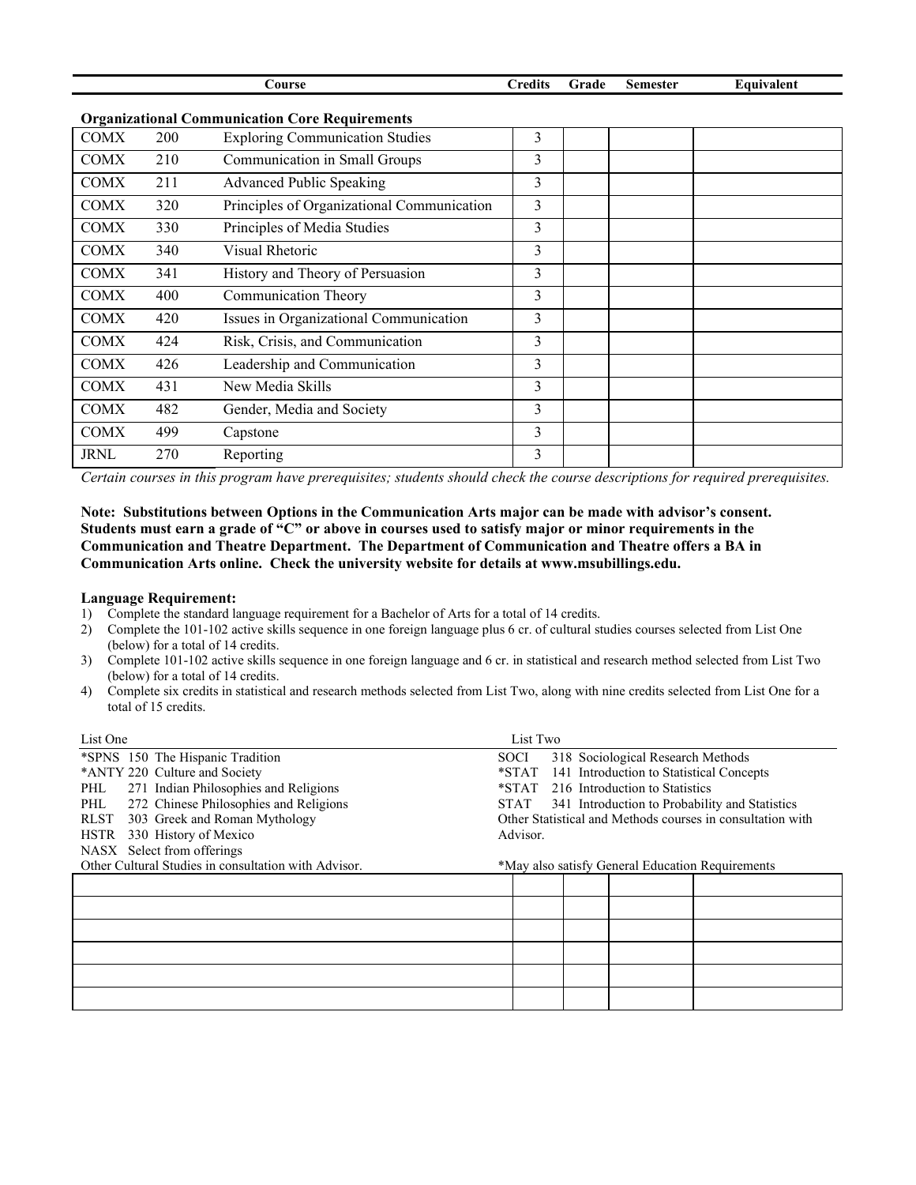| Course | | | Credits | Grade | Semester | Equivalent |
|---|---|---|---|---|---|---|
| **Organizational Communication Core Requirements** | | | | | | |
| COMX | 200 | Exploring Communication Studies | 3 | | | |
| COMX | 210 | Communication in Small Groups | 3 | | | |
| COMX | 211 | Advanced Public Speaking | 3 | | | |
| COMX | 320 | Principles of Organizational Communication | 3 | | | |
| COMX | 330 | Principles of Media Studies | 3 | | | |
| COMX | 340 | Visual Rhetoric | 3 | | | |
| COMX | 341 | History and Theory of Persuasion | 3 | | | |
| COMX | 400 | Communication Theory | 3 | | | |
| COMX | 420 | Issues in Organizational Communication | 3 | | | |
| COMX | 424 | Risk, Crisis, and Communication | 3 | | | |
| COMX | 426 | Leadership and Communication | 3 | | | |
| COMX | 431 | New Media Skills | 3 | | | |
| COMX | 482 | Gender, Media and Society | 3 | | | |
| COMX | 499 | Capstone | 3 | | | |
| JRNL | 270 | Reporting | 3 | | | |

*Certain courses in this program have prerequisites; students should check the course descriptions for required prerequisites.*

**Note: Substitutions between Options in the Communication Arts major can be made with advisor's consent. Students must earn a grade of "C" or above in courses used to satisfy major or minor requirements in the Communication and Theatre Department. The Department of Communication and Theatre offers a BA in Communication Arts online. Check the university website for details at www.msubillings.edu.**

**Language Requirement:**

1) Complete the standard language requirement for a Bachelor of Arts for a total of 14 credits.
2) Complete the 101-102 active skills sequence in one foreign language plus 6 cr. of cultural studies courses selected from List One (below) for a total of 14 credits.
3) Complete 101-102 active skills sequence in one foreign language and 6 cr. in statistical and research method selected from List Two (below) for a total of 14 credits.
4) Complete six credits in statistical and research methods selected from List Two, along with nine credits selected from List One for a total of 15 credits.

| List One | List Two |
|---|---|
| *SPNS 150 The Hispanic Tradition | SOCI 318 Sociological Research Methods |
| *ANTY 220 Culture and Society | *STAT 141 Introduction to Statistical Concepts |
| PHL 271 Indian Philosophies and Religions | *STAT 216 Introduction to Statistics |
| PHL 272 Chinese Philosophies and Religions | STAT 341 Introduction to Probability and Statistics |
| RLST 303 Greek and Roman Mythology | Other Statistical and Methods courses in consultation with Advisor. |
| HSTR 330 History of Mexico | |
| NASX Select from offerings | |
| Other Cultural Studies in consultation with Advisor. | *May also satisfy General Education Requirements |

| | | | | |
|---|---|---|---|---|
| | | | | |
| | | | | |
| | | | | |
| | | | | |
| | | | | |
| | | | | |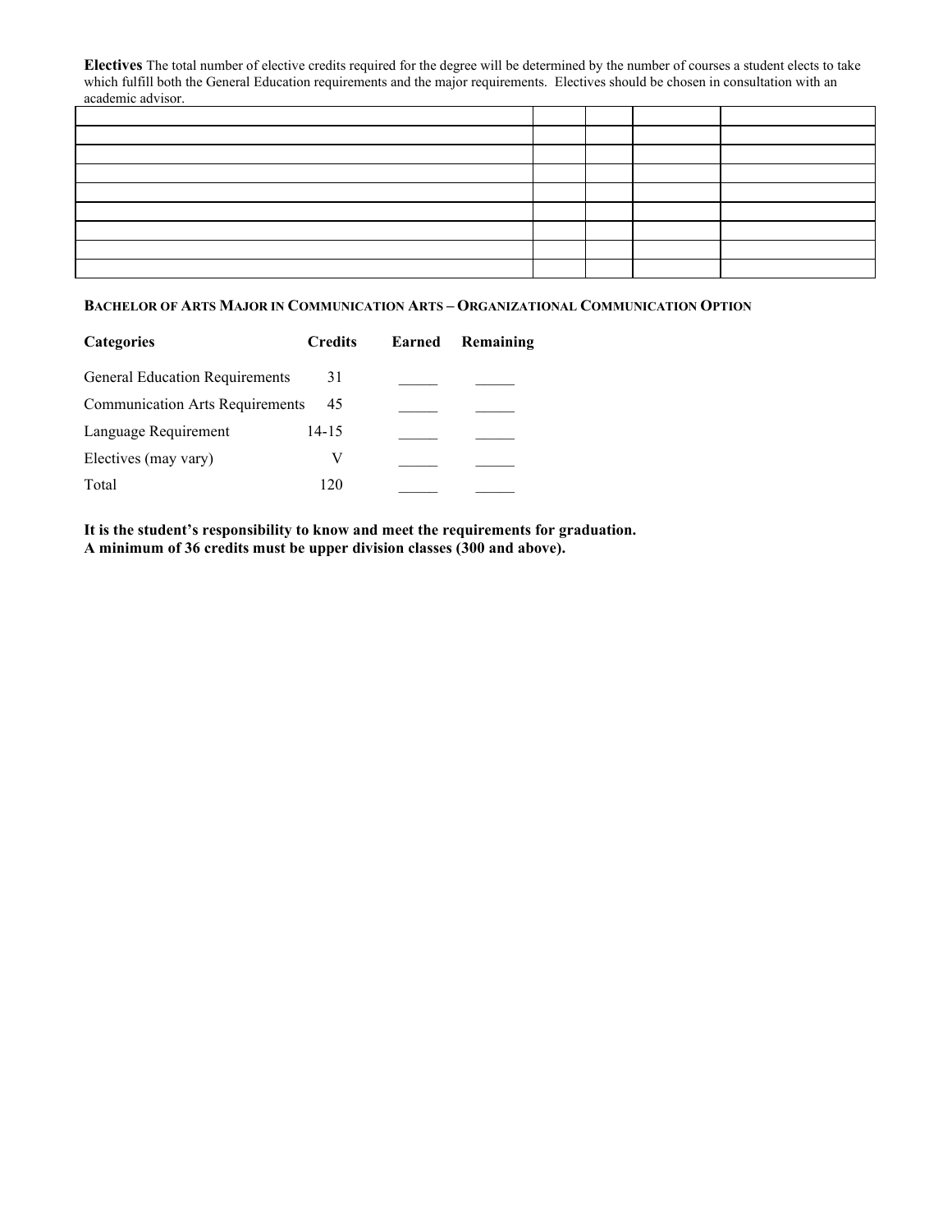**Electives** The total number of elective credits required for the degree will be determined by the number of courses a student elects to take which fulfill both the General Education requirements and the major requirements. Electives should be chosen in consultation with an academic advisor.

| | | | | |
|---|---|---|---|---|
| | | | | |
| | | | | |
| | | | | |
| | | | | |
| | | | | |
| | | | | |
| | | | | |
| | | | | |
| | | | | |

**BACHELOR OF ARTS MAJOR IN COMMUNICATION ARTS – ORGANIZATIONAL COMMUNICATION OPTION**

| Categories | Credits | Earned | Remaining |
|---|---|---|---|
| General Education Requirements | 31 | _____ | _____ |
| Communication Arts Requirements | 45 | _____ | _____ |
| Language Requirement | 14-15 | _____ | _____ |
| Electives (may vary) | V | _____ | _____ |
| Total | 120 | _____ | _____ |

**It is the student's responsibility to know and meet the requirements for graduation.**
**A minimum of 36 credits must be upper division classes (300 and above).**